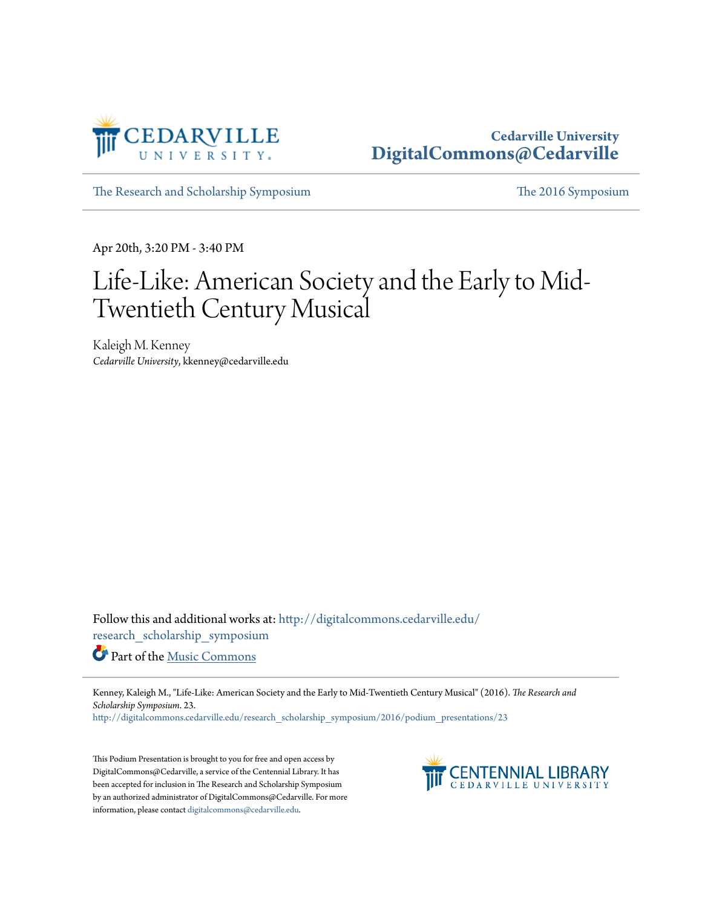Cedarville University
DigitalCommons@Cedarville

The Research and Scholarship Symposium | The 2016 Symposium

Apr 20th, 3:20 PM - 3:40 PM

# Life-Like: American Society and the Early to Mid-Twentieth Century Musical

Kaleigh M. Kenney
*Cedarville University*, kkenney@cedarville.edu

Follow this and additional works at: http://digitalcommons.cedarville.edu/research_scholarship_symposium

Part of the Music Commons

Kenney, Kaleigh M., "Life-Like: American Society and the Early to Mid-Twentieth Century Musical" (2016). *The Research and Scholarship Symposium*. 23.
http://digitalcommons.cedarville.edu/research_scholarship_symposium/2016/podium_presentations/23

This Podium Presentation is brought to you for free and open access by DigitalCommons@Cedarville, a service of the Centennial Library. It has been accepted for inclusion in The Research and Scholarship Symposium by an authorized administrator of DigitalCommons@Cedarville. For more information, please contact digitalcommons@cedarville.edu.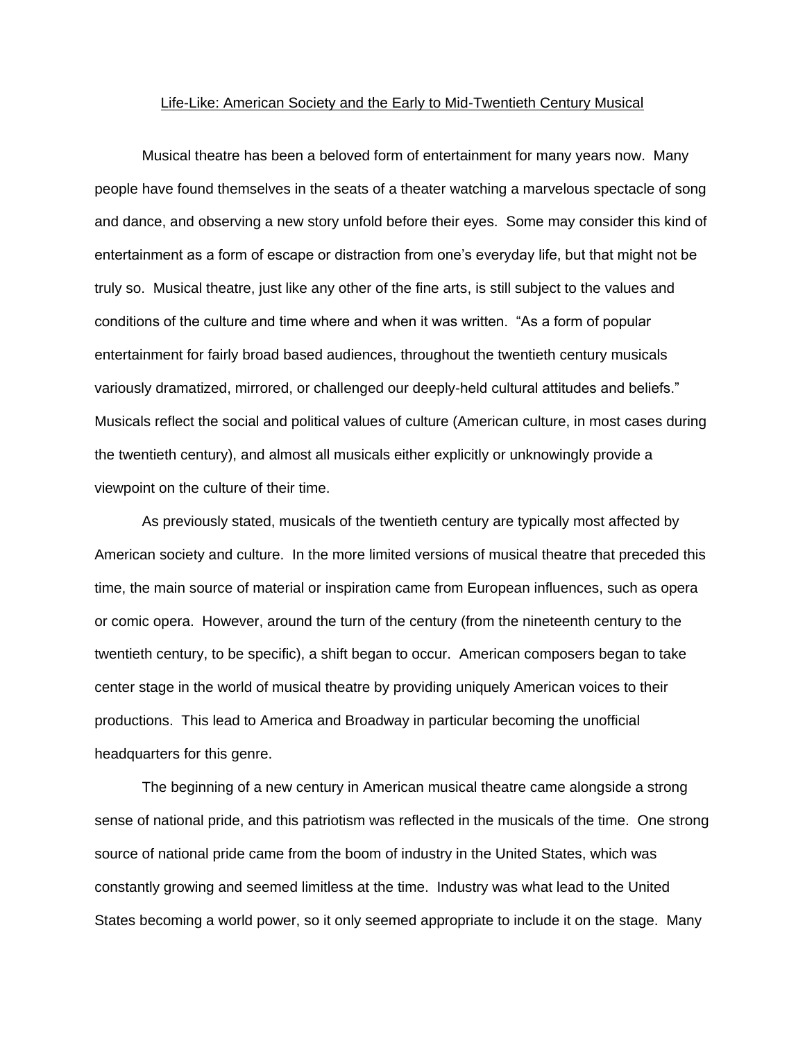Life-Like: American Society and the Early to Mid-Twentieth Century Musical

Musical theatre has been a beloved form of entertainment for many years now. Many people have found themselves in the seats of a theater watching a marvelous spectacle of song and dance, and observing a new story unfold before their eyes. Some may consider this kind of entertainment as a form of escape or distraction from one's everyday life, but that might not be truly so. Musical theatre, just like any other of the fine arts, is still subject to the values and conditions of the culture and time where and when it was written. "As a form of popular entertainment for fairly broad based audiences, throughout the twentieth century musicals variously dramatized, mirrored, or challenged our deeply-held cultural attitudes and beliefs." Musicals reflect the social and political values of culture (American culture, in most cases during the twentieth century), and almost all musicals either explicitly or unknowingly provide a viewpoint on the culture of their time.

As previously stated, musicals of the twentieth century are typically most affected by American society and culture. In the more limited versions of musical theatre that preceded this time, the main source of material or inspiration came from European influences, such as opera or comic opera. However, around the turn of the century (from the nineteenth century to the twentieth century, to be specific), a shift began to occur. American composers began to take center stage in the world of musical theatre by providing uniquely American voices to their productions. This lead to America and Broadway in particular becoming the unofficial headquarters for this genre.

The beginning of a new century in American musical theatre came alongside a strong sense of national pride, and this patriotism was reflected in the musicals of the time. One strong source of national pride came from the boom of industry in the United States, which was constantly growing and seemed limitless at the time. Industry was what lead to the United States becoming a world power, so it only seemed appropriate to include it on the stage. Many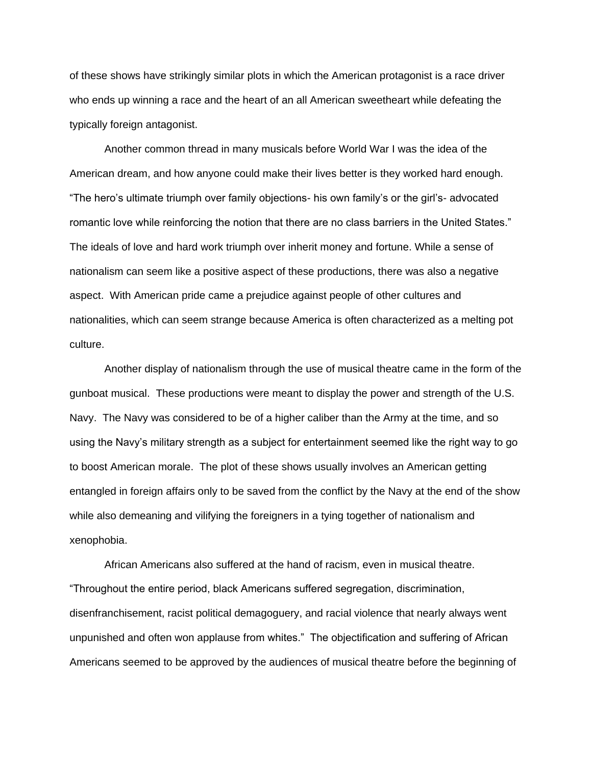of these shows have strikingly similar plots in which the American protagonist is a race driver who ends up winning a race and the heart of an all American sweetheart while defeating the typically foreign antagonist.

Another common thread in many musicals before World War I was the idea of the American dream, and how anyone could make their lives better is they worked hard enough. "The hero's ultimate triumph over family objections- his own family's or the girl's- advocated romantic love while reinforcing the notion that there are no class barriers in the United States." The ideals of love and hard work triumph over inherit money and fortune. While a sense of nationalism can seem like a positive aspect of these productions, there was also a negative aspect. With American pride came a prejudice against people of other cultures and nationalities, which can seem strange because America is often characterized as a melting pot culture.

Another display of nationalism through the use of musical theatre came in the form of the gunboat musical. These productions were meant to display the power and strength of the U.S. Navy. The Navy was considered to be of a higher caliber than the Army at the time, and so using the Navy's military strength as a subject for entertainment seemed like the right way to go to boost American morale. The plot of these shows usually involves an American getting entangled in foreign affairs only to be saved from the conflict by the Navy at the end of the show while also demeaning and vilifying the foreigners in a tying together of nationalism and xenophobia.

African Americans also suffered at the hand of racism, even in musical theatre. "Throughout the entire period, black Americans suffered segregation, discrimination, disenfranchisement, racist political demagoguery, and racial violence that nearly always went unpunished and often won applause from whites." The objectification and suffering of African Americans seemed to be approved by the audiences of musical theatre before the beginning of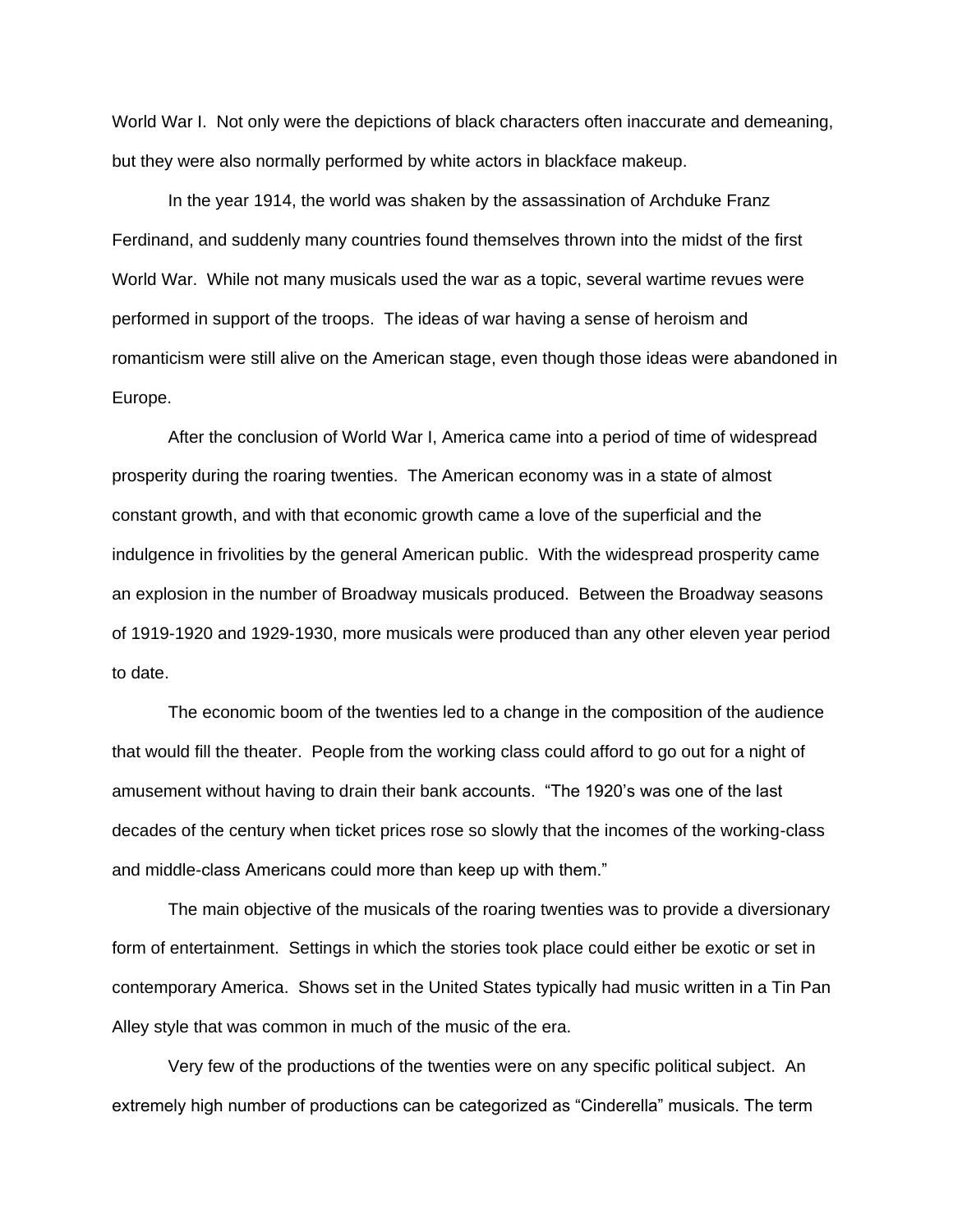World War I. Not only were the depictions of black characters often inaccurate and demeaning, but they were also normally performed by white actors in blackface makeup.

In the year 1914, the world was shaken by the assassination of Archduke Franz Ferdinand, and suddenly many countries found themselves thrown into the midst of the first World War. While not many musicals used the war as a topic, several wartime revues were performed in support of the troops. The ideas of war having a sense of heroism and romanticism were still alive on the American stage, even though those ideas were abandoned in Europe.

After the conclusion of World War I, America came into a period of time of widespread prosperity during the roaring twenties. The American economy was in a state of almost constant growth, and with that economic growth came a love of the superficial and the indulgence in frivolities by the general American public. With the widespread prosperity came an explosion in the number of Broadway musicals produced. Between the Broadway seasons of 1919-1920 and 1929-1930, more musicals were produced than any other eleven year period to date.

The economic boom of the twenties led to a change in the composition of the audience that would fill the theater. People from the working class could afford to go out for a night of amusement without having to drain their bank accounts. "The 1920's was one of the last decades of the century when ticket prices rose so slowly that the incomes of the working-class and middle-class Americans could more than keep up with them."

The main objective of the musicals of the roaring twenties was to provide a diversionary form of entertainment. Settings in which the stories took place could either be exotic or set in contemporary America. Shows set in the United States typically had music written in a Tin Pan Alley style that was common in much of the music of the era.

Very few of the productions of the twenties were on any specific political subject. An extremely high number of productions can be categorized as "Cinderella" musicals. The term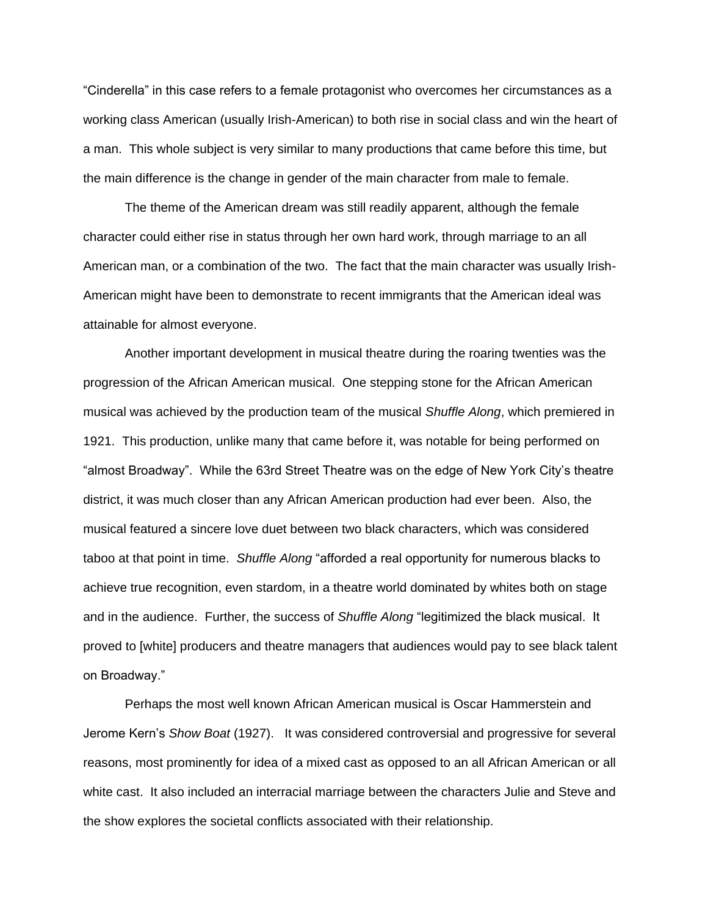"Cinderella" in this case refers to a female protagonist who overcomes her circumstances as a working class American (usually Irish-American) to both rise in social class and win the heart of a man. This whole subject is very similar to many productions that came before this time, but the main difference is the change in gender of the main character from male to female.

The theme of the American dream was still readily apparent, although the female character could either rise in status through her own hard work, through marriage to an all American man, or a combination of the two. The fact that the main character was usually Irish-American might have been to demonstrate to recent immigrants that the American ideal was attainable for almost everyone.

Another important development in musical theatre during the roaring twenties was the progression of the African American musical. One stepping stone for the African American musical was achieved by the production team of the musical *Shuffle Along*, which premiered in 1921. This production, unlike many that came before it, was notable for being performed on "almost Broadway". While the 63rd Street Theatre was on the edge of New York City's theatre district, it was much closer than any African American production had ever been. Also, the musical featured a sincere love duet between two black characters, which was considered taboo at that point in time. *Shuffle Along* "afforded a real opportunity for numerous blacks to achieve true recognition, even stardom, in a theatre world dominated by whites both on stage and in the audience. Further, the success of *Shuffle Along* "legitimized the black musical. It proved to [white] producers and theatre managers that audiences would pay to see black talent on Broadway."

Perhaps the most well known African American musical is Oscar Hammerstein and Jerome Kern's *Show Boat* (1927). It was considered controversial and progressive for several reasons, most prominently for idea of a mixed cast as opposed to an all African American or all white cast. It also included an interracial marriage between the characters Julie and Steve and the show explores the societal conflicts associated with their relationship.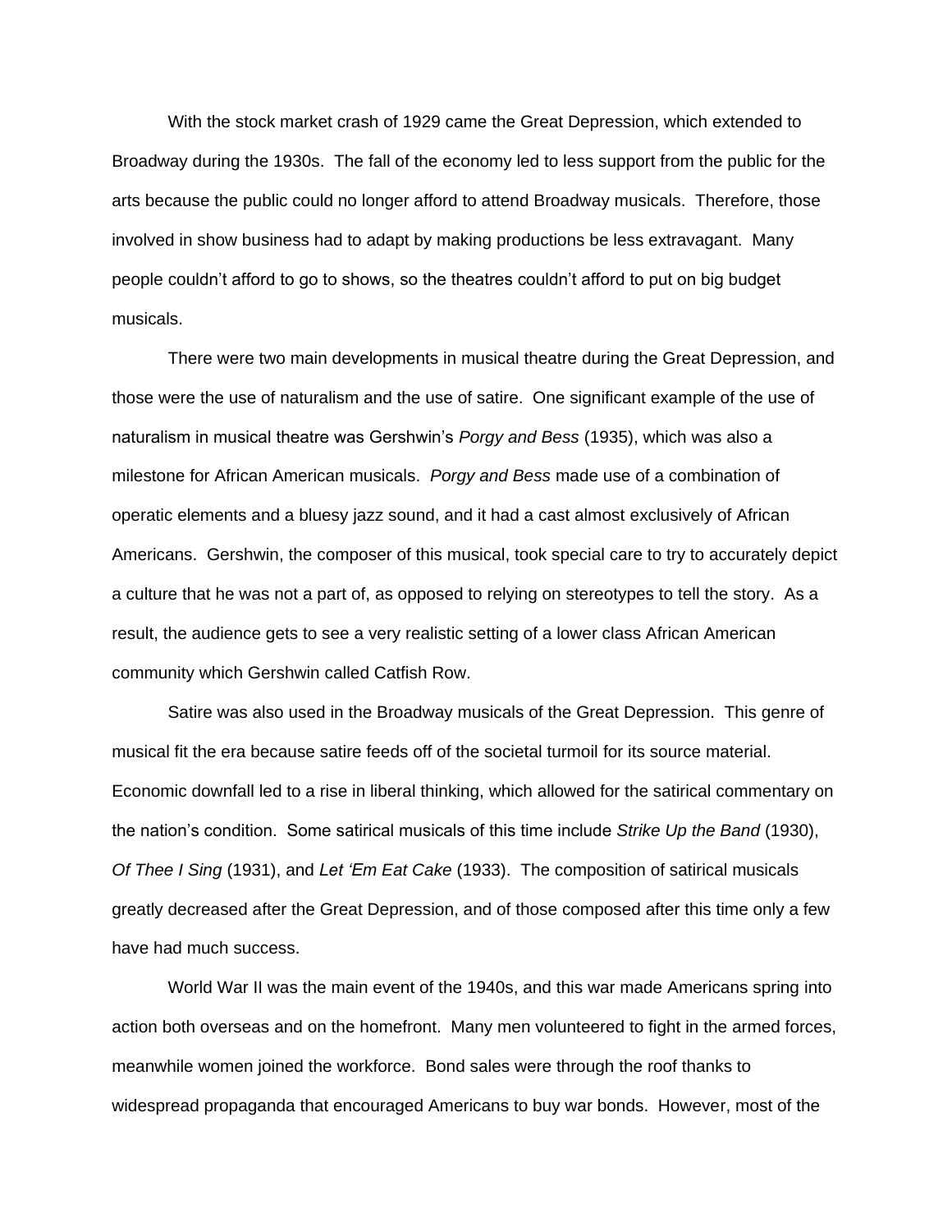With the stock market crash of 1929 came the Great Depression, which extended to Broadway during the 1930s. The fall of the economy led to less support from the public for the arts because the public could no longer afford to attend Broadway musicals. Therefore, those involved in show business had to adapt by making productions be less extravagant. Many people couldn't afford to go to shows, so the theatres couldn't afford to put on big budget musicals.

There were two main developments in musical theatre during the Great Depression, and those were the use of naturalism and the use of satire. One significant example of the use of naturalism in musical theatre was Gershwin's *Porgy and Bess* (1935), which was also a milestone for African American musicals. *Porgy and Bess* made use of a combination of operatic elements and a bluesy jazz sound, and it had a cast almost exclusively of African Americans. Gershwin, the composer of this musical, took special care to try to accurately depict a culture that he was not a part of, as opposed to relying on stereotypes to tell the story. As a result, the audience gets to see a very realistic setting of a lower class African American community which Gershwin called Catfish Row.

Satire was also used in the Broadway musicals of the Great Depression. This genre of musical fit the era because satire feeds off of the societal turmoil for its source material. Economic downfall led to a rise in liberal thinking, which allowed for the satirical commentary on the nation's condition. Some satirical musicals of this time include *Strike Up the Band* (1930), *Of Thee I Sing* (1931), and *Let 'Em Eat Cake* (1933). The composition of satirical musicals greatly decreased after the Great Depression, and of those composed after this time only a few have had much success.

World War II was the main event of the 1940s, and this war made Americans spring into action both overseas and on the homefront. Many men volunteered to fight in the armed forces, meanwhile women joined the workforce. Bond sales were through the roof thanks to widespread propaganda that encouraged Americans to buy war bonds. However, most of the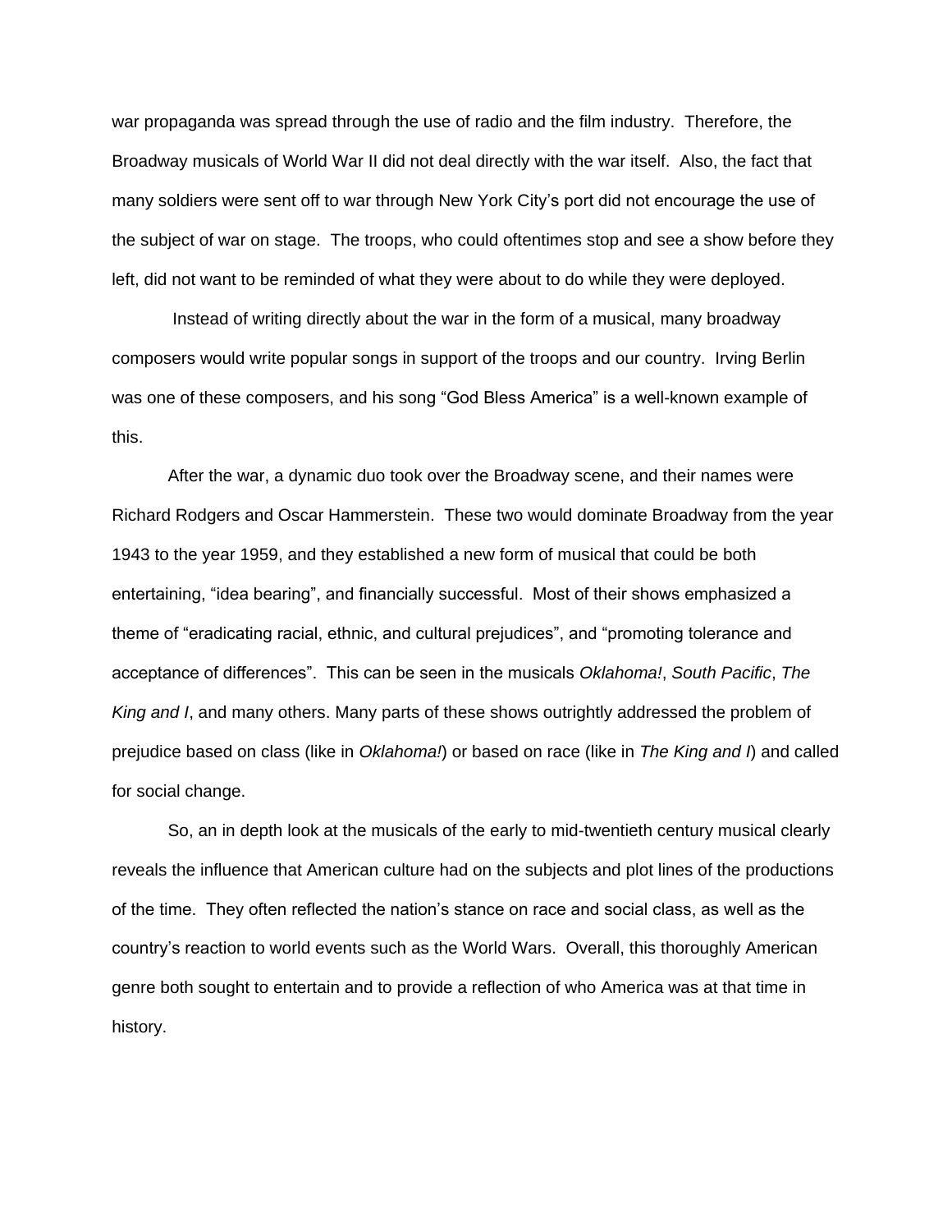war propaganda was spread through the use of radio and the film industry. Therefore, the Broadway musicals of World War II did not deal directly with the war itself. Also, the fact that many soldiers were sent off to war through New York City's port did not encourage the use of the subject of war on stage. The troops, who could oftentimes stop and see a show before they left, did not want to be reminded of what they were about to do while they were deployed.

Instead of writing directly about the war in the form of a musical, many broadway composers would write popular songs in support of the troops and our country. Irving Berlin was one of these composers, and his song "God Bless America" is a well-known example of this.

After the war, a dynamic duo took over the Broadway scene, and their names were Richard Rodgers and Oscar Hammerstein. These two would dominate Broadway from the year 1943 to the year 1959, and they established a new form of musical that could be both entertaining, "idea bearing", and financially successful. Most of their shows emphasized a theme of "eradicating racial, ethnic, and cultural prejudices", and "promoting tolerance and acceptance of differences". This can be seen in the musicals *Oklahoma!*, *South Pacific*, *The King and I*, and many others. Many parts of these shows outrightly addressed the problem of prejudice based on class (like in *Oklahoma!*) or based on race (like in *The King and I*) and called for social change.

So, an in depth look at the musicals of the early to mid-twentieth century musical clearly reveals the influence that American culture had on the subjects and plot lines of the productions of the time. They often reflected the nation's stance on race and social class, as well as the country's reaction to world events such as the World Wars. Overall, this thoroughly American genre both sought to entertain and to provide a reflection of who America was at that time in history.